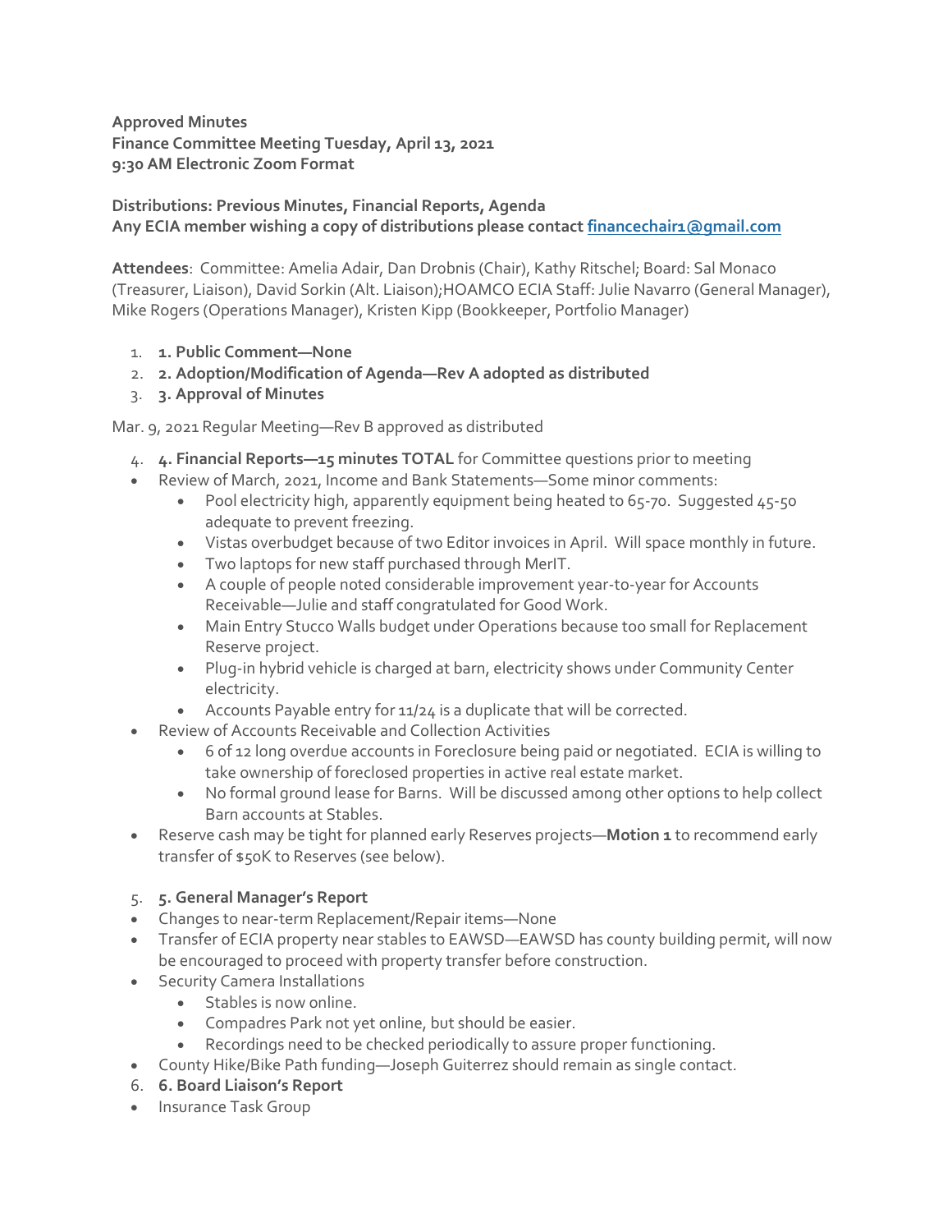**Approved Minutes**
**Finance Committee Meeting Tuesday, April 13, 2021**
**9:30 AM Electronic Zoom Format**

**Distributions: Previous Minutes, Financial Reports, Agenda**
**Any ECIA member wishing a copy of distributions please contact [financechair1@gmail.com](mailto:financechair1@gmail.com)**

**Attendees**: Committee: Amelia Adair, Dan Drobnis (Chair), Kathy Ritschel; Board: Sal Monaco (Treasurer, Liaison), David Sorkin (Alt. Liaison);HOAMCO ECIA Staff: Julie Navarro (General Manager), Mike Rogers (Operations Manager), Kristen Kipp (Bookkeeper, Portfolio Manager)

1. **1. Public Comment—None**
2. **2. Adoption/Modification of Agenda—Rev A adopted as distributed**
3. **3. Approval of Minutes**

Mar. 9, 2021 Regular Meeting—Rev B approved as distributed

4. **4. Financial Reports—15 minutes TOTAL** for Committee questions prior to meeting

- Review of March, 2021, Income and Bank Statements—Some minor comments:
  - Pool electricity high, apparently equipment being heated to 65-70. Suggested 45-50 adequate to prevent freezing.
  - Vistas overbudget because of two Editor invoices in April. Will space monthly in future.
  - Two laptops for new staff purchased through MerIT.
  - A couple of people noted considerable improvement year-to-year for Accounts Receivable—Julie and staff congratulated for Good Work.
  - Main Entry Stucco Walls budget under Operations because too small for Replacement Reserve project.
  - Plug-in hybrid vehicle is charged at barn, electricity shows under Community Center electricity.
  - Accounts Payable entry for 11/24 is a duplicate that will be corrected.
- Review of Accounts Receivable and Collection Activities
  - 6 of 12 long overdue accounts in Foreclosure being paid or negotiated. ECIA is willing to take ownership of foreclosed properties in active real estate market.
  - No formal ground lease for Barns. Will be discussed among other options to help collect Barn accounts at Stables.
- Reserve cash may be tight for planned early Reserves projects—**Motion 1** to recommend early transfer of $50K to Reserves (see below).

5. **5. General Manager's Report**

- Changes to near-term Replacement/Repair items—None
- Transfer of ECIA property near stables to EAWSD—EAWSD has county building permit, will now be encouraged to proceed with property transfer before construction.
- Security Camera Installations
  - Stables is now online.
  - Compadres Park not yet online, but should be easier.
  - Recordings need to be checked periodically to assure proper functioning.
- County Hike/Bike Path funding—Joseph Guiterrez should remain as single contact.

6. **6. Board Liaison's Report**

- Insurance Task Group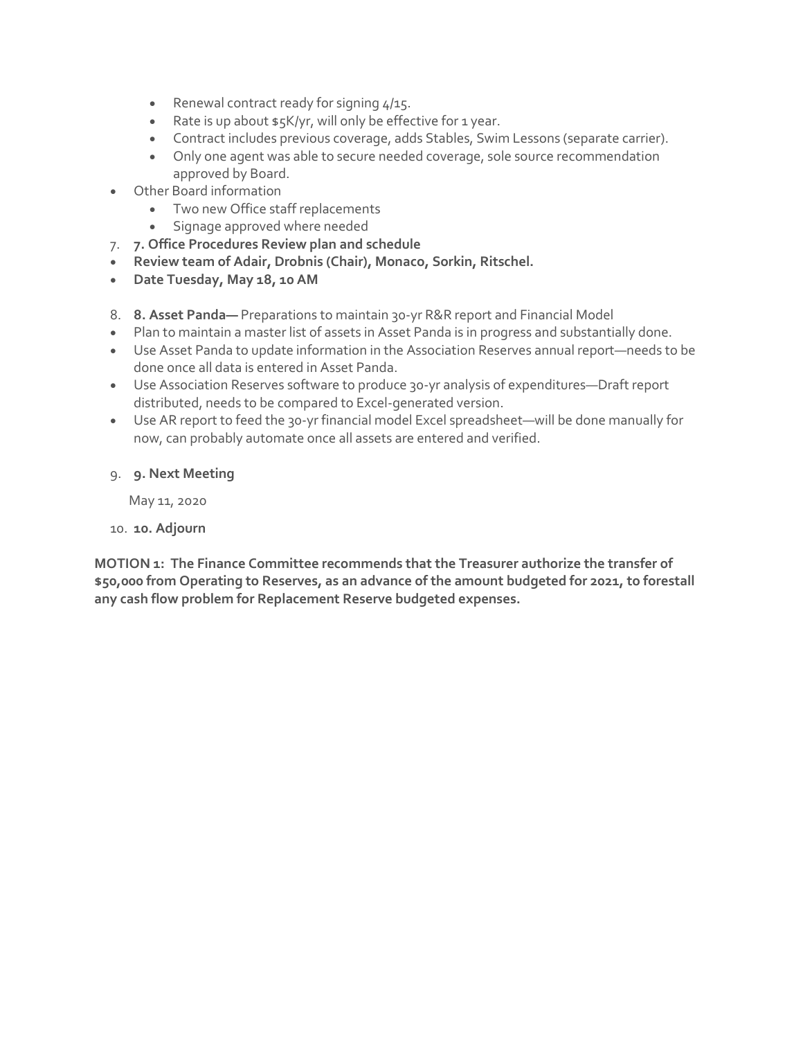- Renewal contract ready for signing 4/15.
    - Rate is up about $5K/yr, will only be effective for 1 year.
    - Contract includes previous coverage, adds Stables, Swim Lessons (separate carrier).
    - Only one agent was able to secure needed coverage, sole source recommendation approved by Board.
- Other Board information
    - Two new Office staff replacements
    - Signage approved where needed

7. **7. Office Procedures Review plan and schedule**

- **Review team of Adair, Drobnis (Chair), Monaco, Sorkin, Ritschel.**
- **Date Tuesday, May 18, 10 AM**

8. **8. Asset Panda—** Preparations to maintain 30-yr R&R report and Financial Model

- Plan to maintain a master list of assets in Asset Panda is in progress and substantially done.
- Use Asset Panda to update information in the Association Reserves annual report—needs to be done once all data is entered in Asset Panda.
- Use Association Reserves software to produce 30-yr analysis of expenditures—Draft report distributed, needs to be compared to Excel-generated version.
- Use AR report to feed the 30-yr financial model Excel spreadsheet—will be done manually for now, can probably automate once all assets are entered and verified.

9. **9. Next Meeting**

   May 11, 2020

10. **10. Adjourn**

**MOTION 1: The Finance Committee recommends that the Treasurer authorize the transfer of $50,000 from Operating to Reserves, as an advance of the amount budgeted for 2021, to forestall any cash flow problem for Replacement Reserve budgeted expenses.**